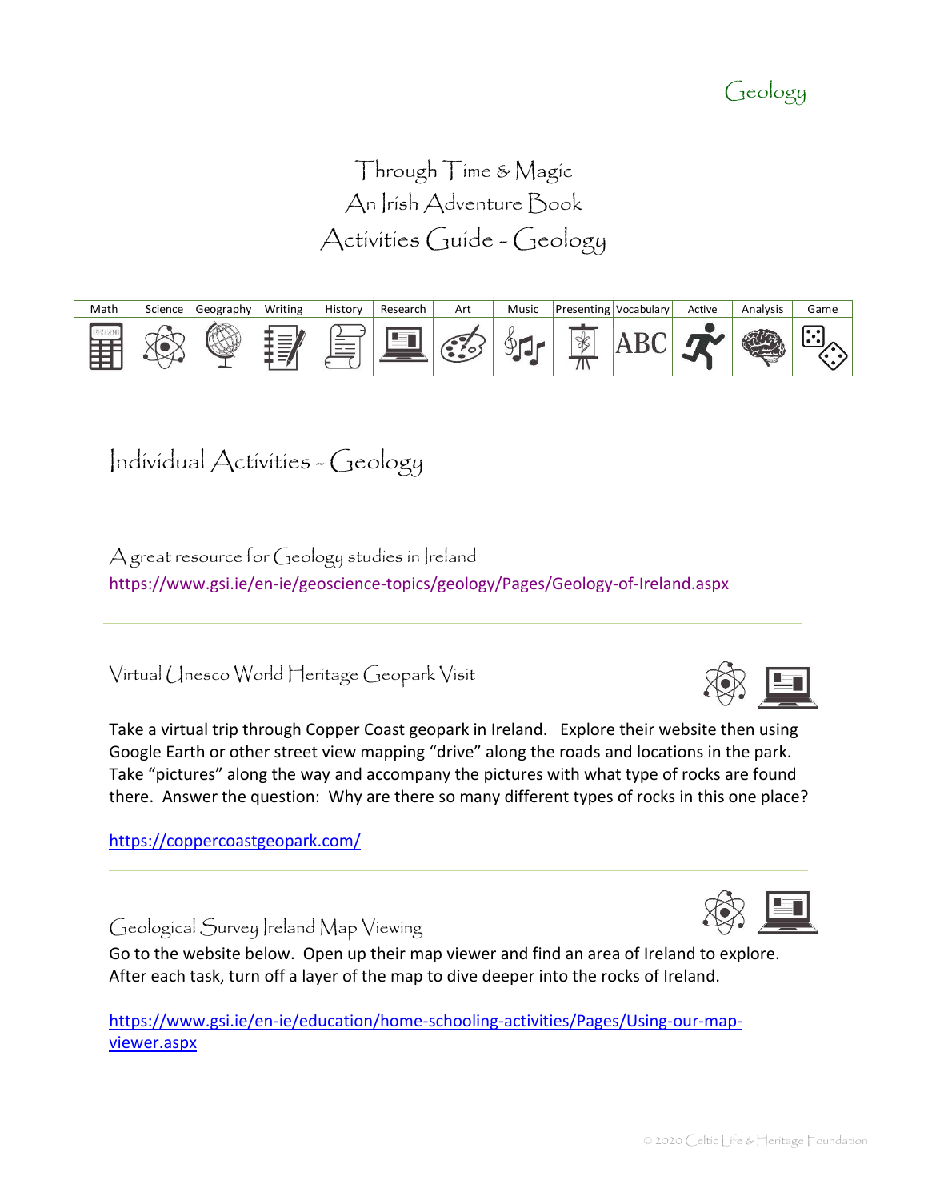Geology

# Through Time & Magic
# An Irish Adventure Book
# Activities Guide - Geology

| Math | Science | Geography | Writing | History | Research | Art | Music | Presenting | Vocabulary | Active | Analysis | Game |
|---|---|---|---|---|---|---|---|---|---|---|---|---|
| | | | | | | | | | ABC | | | |

## Individual Activities - Geology

### A great resource for Geology studies in Ireland

https://www.gsi.ie/en-ie/geoscience-topics/geology/Pages/Geology-of-Ireland.aspx

---

### Virtual Unesco World Heritage Geopark Visit

Take a virtual trip through Copper Coast geopark in Ireland. Explore their website then using Google Earth or other street view mapping "drive" along the roads and locations in the park. Take "pictures" along the way and accompany the pictures with what type of rocks are found there. Answer the question: Why are there so many different types of rocks in this one place?

https://coppercoastgeopark.com/

---

### Geological Survey Ireland Map Viewing

Go to the website below. Open up their map viewer and find an area of Ireland to explore. After each task, turn off a layer of the map to dive deeper into the rocks of Ireland.

https://www.gsi.ie/en-ie/education/home-schooling-activities/Pages/Using-our-map-viewer.aspx

---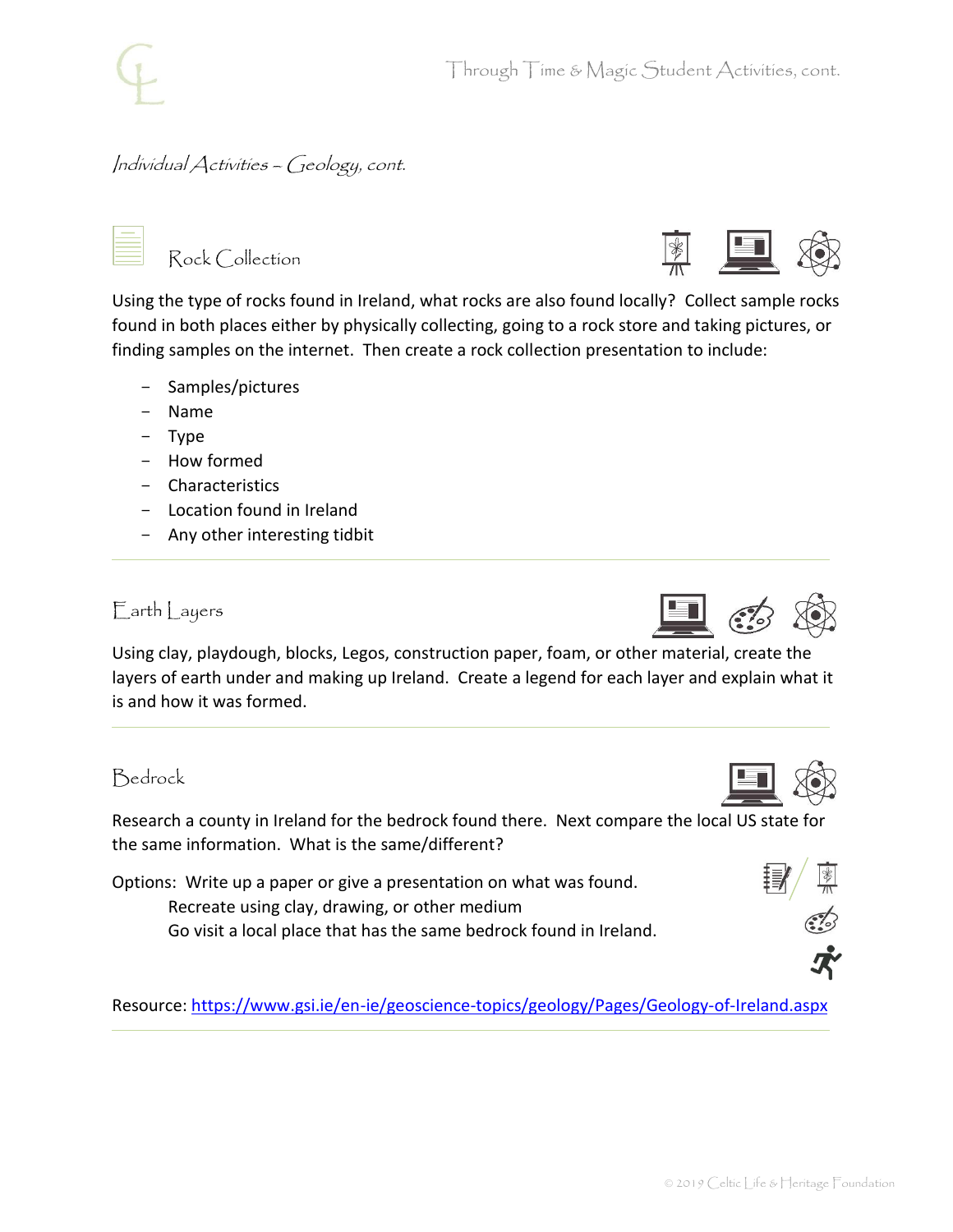*Individual Activities – Geology, cont.*

## Rock Collection

Using the type of rocks found in Ireland, what rocks are also found locally? Collect sample rocks found in both places either by physically collecting, going to a rock store and taking pictures, or finding samples on the internet. Then create a rock collection presentation to include:

- Samples/pictures
- Name
- Type
- How formed
- Characteristics
- Location found in Ireland
- Any other interesting tidbit

---

## Earth Layers

Using clay, playdough, blocks, Legos, construction paper, foam, or other material, create the layers of earth under and making up Ireland. Create a legend for each layer and explain what it is and how it was formed.

---

## Bedrock

Research a county in Ireland for the bedrock found there. Next compare the local US state for the same information. What is the same/different?

Options: Write up a paper or give a presentation on what was found.
Recreate using clay, drawing, or other medium
Go visit a local place that has the same bedrock found in Ireland.

Resource: https://www.gsi.ie/en-ie/geoscience-topics/geology/Pages/Geology-of-Ireland.aspx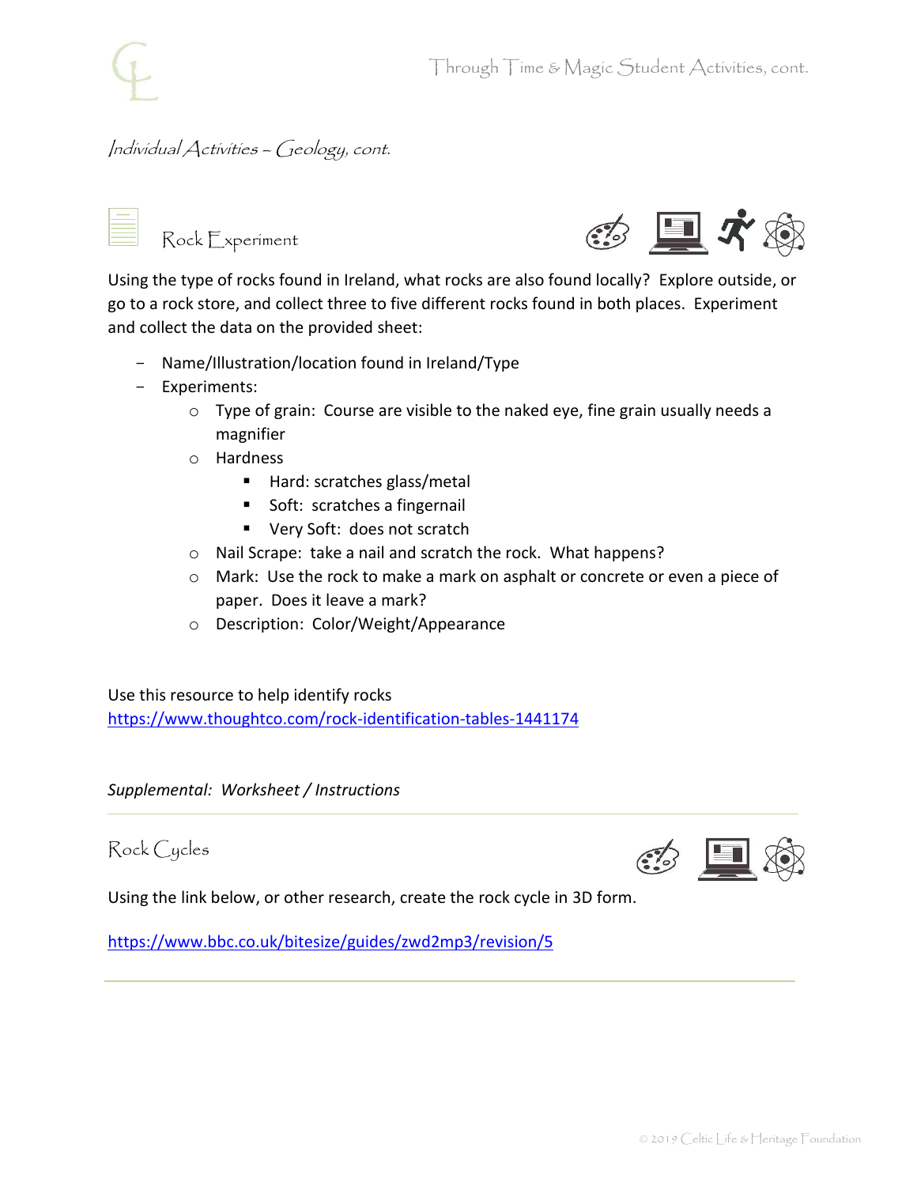*Individual Activities – Geology, cont.*

## Rock Experiment

Using the type of rocks found in Ireland, what rocks are also found locally? Explore outside, or go to a rock store, and collect three to five different rocks found in both places. Experiment and collect the data on the provided sheet:

- Name/Illustration/location found in Ireland/Type
- Experiments:
  - Type of grain: Course are visible to the naked eye, fine grain usually needs a magnifier
  - Hardness
    - Hard: scratches glass/metal
    - Soft: scratches a fingernail
    - Very Soft: does not scratch
  - Nail Scrape: take a nail and scratch the rock. What happens?
  - Mark: Use the rock to make a mark on asphalt or concrete or even a piece of paper. Does it leave a mark?
  - Description: Color/Weight/Appearance

Use this resource to help identify rocks
https://www.thoughtco.com/rock-identification-tables-1441174

*Supplemental: Worksheet / Instructions*

---

## Rock Cycles

Using the link below, or other research, create the rock cycle in 3D form.

https://www.bbc.co.uk/bitesize/guides/zwd2mp3/revision/5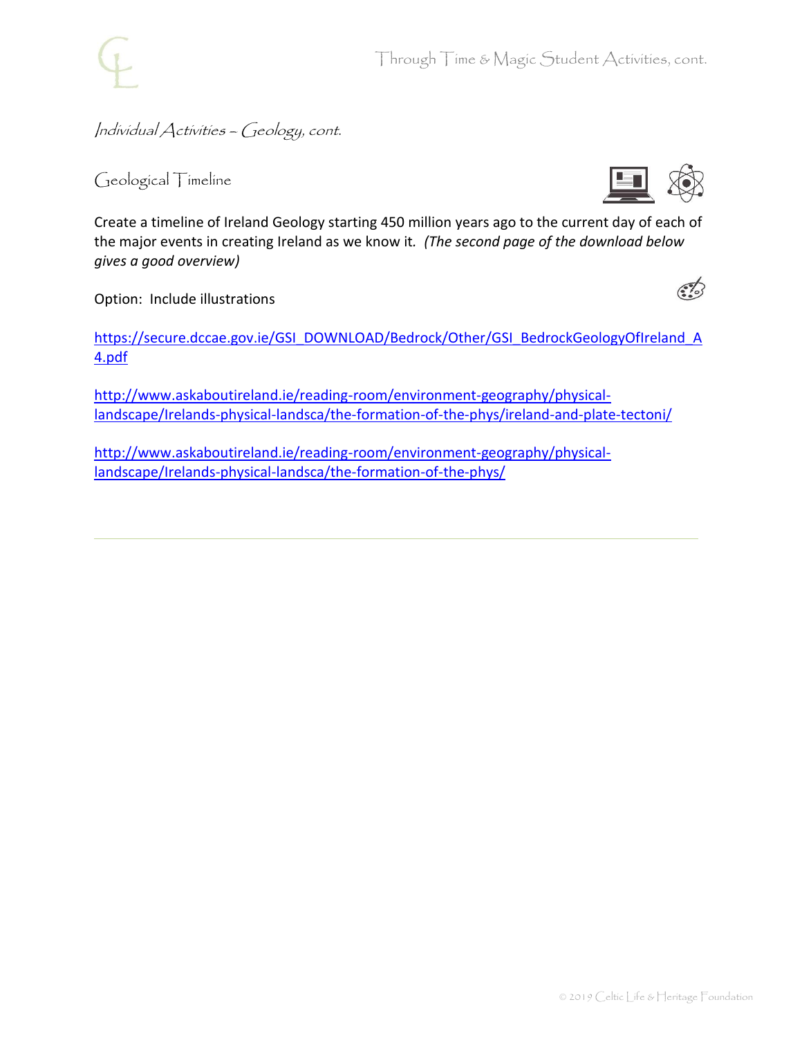*Individual Activities – Geology, cont.*

## Geological Timeline

Create a timeline of Ireland Geology starting 450 million years ago to the current day of each of the major events in creating Ireland as we know it. *(The second page of the download below gives a good overview)*

Option: Include illustrations

https://secure.dccae.gov.ie/GSI_DOWNLOAD/Bedrock/Other/GSI_BedrockGeologyOfIreland_A4.pdf

http://www.askaboutireland.ie/reading-room/environment-geography/physical-landscape/Irelands-physical-landsca/the-formation-of-the-phys/ireland-and-plate-tectoni/

http://www.askaboutireland.ie/reading-room/environment-geography/physical-landscape/Irelands-physical-landsca/the-formation-of-the-phys/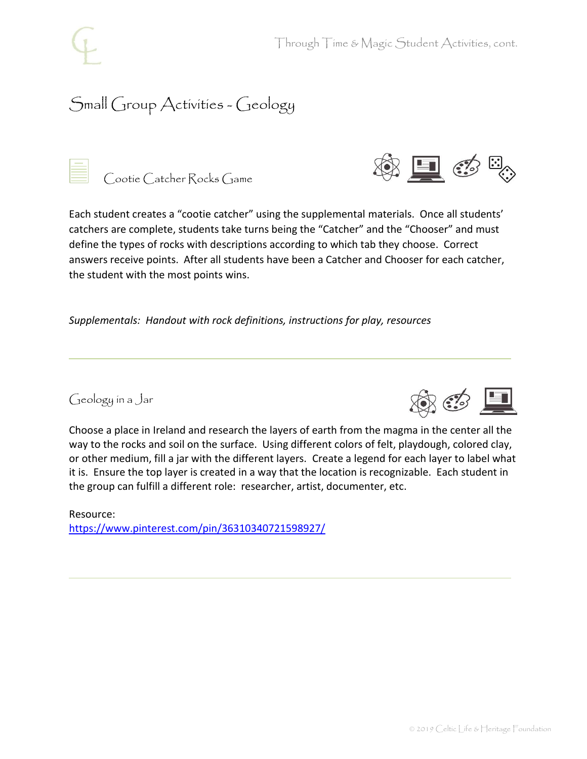## Small Group Activities - Geology

### Cootie Catcher Rocks Game

Each student creates a "cootie catcher" using the supplemental materials. Once all students' catchers are complete, students take turns being the "Catcher" and the "Chooser" and must define the types of rocks with descriptions according to which tab they choose. Correct answers receive points. After all students have been a Catcher and Chooser for each catcher, the student with the most points wins.

*Supplementals: Handout with rock definitions, instructions for play, resources*

---

### Geology in a Jar

Choose a place in Ireland and research the layers of earth from the magma in the center all the way to the rocks and soil on the surface. Using different colors of felt, playdough, colored clay, or other medium, fill a jar with the different layers. Create a legend for each layer to label what it is. Ensure the top layer is created in a way that the location is recognizable. Each student in the group can fulfill a different role: researcher, artist, documenter, etc.

Resource:
https://www.pinterest.com/pin/36310340721598927/

---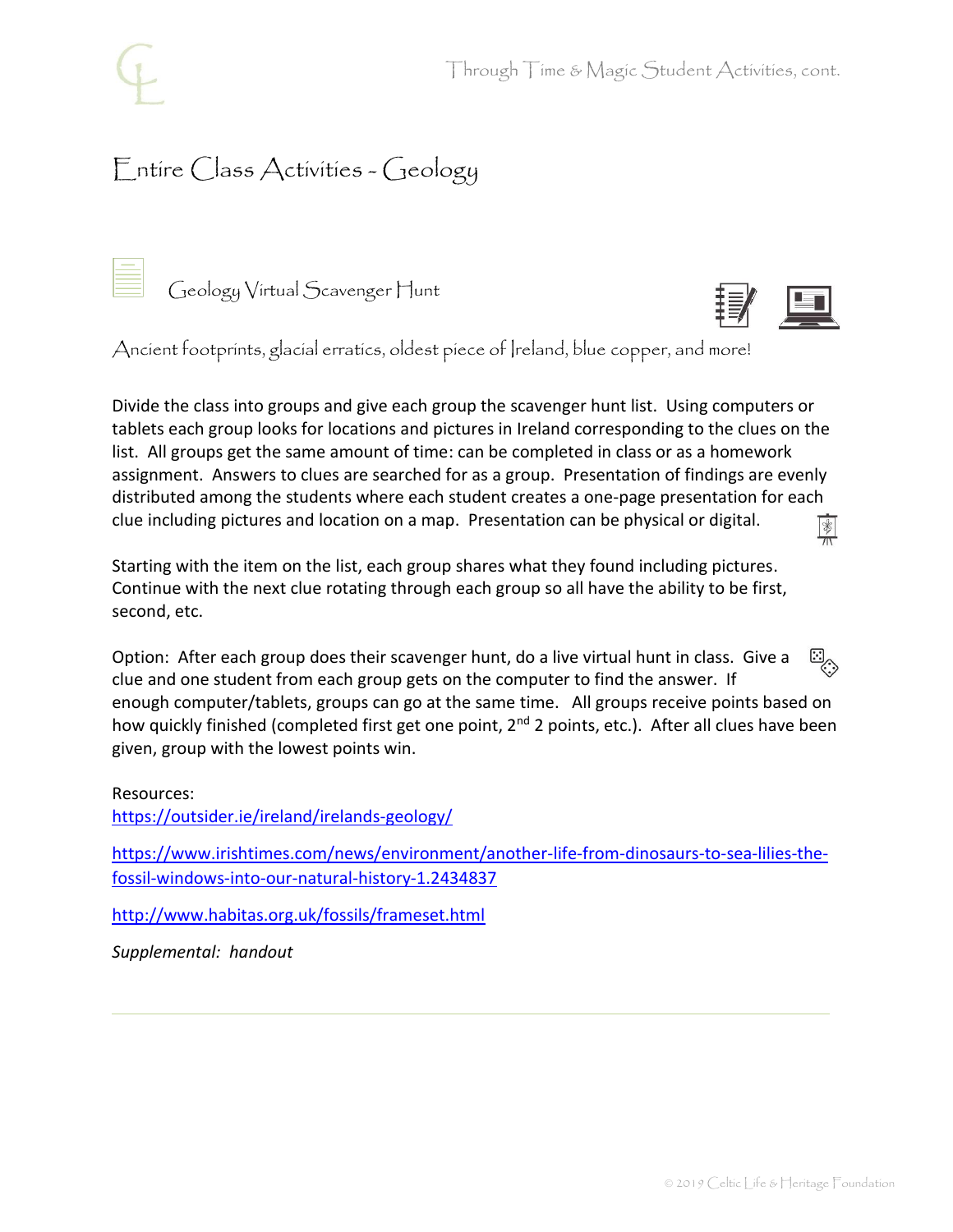# Entire Class Activities - Geology

## Geology Virtual Scavenger Hunt

Ancient footprints, glacial erratics, oldest piece of Ireland, blue copper, and more!

Divide the class into groups and give each group the scavenger hunt list. Using computers or tablets each group looks for locations and pictures in Ireland corresponding to the clues on the list. All groups get the same amount of time: can be completed in class or as a homework assignment. Answers to clues are searched for as a group. Presentation of findings are evenly distributed among the students where each student creates a one-page presentation for each clue including pictures and location on a map. Presentation can be physical or digital.

Starting with the item on the list, each group shares what they found including pictures. Continue with the next clue rotating through each group so all have the ability to be first, second, etc.

Option: After each group does their scavenger hunt, do a live virtual hunt in class. Give a clue and one student from each group gets on the computer to find the answer. If enough computer/tablets, groups can go at the same time. All groups receive points based on how quickly finished (completed first get one point, 2nd 2 points, etc.). After all clues have been given, group with the lowest points win.

Resources:
https://outsider.ie/ireland/irelands-geology/

https://www.irishtimes.com/news/environment/another-life-from-dinosaurs-to-sea-lilies-the-fossil-windows-into-our-natural-history-1.2434837

http://www.habitas.org.uk/fossils/frameset.html

*Supplemental: handout*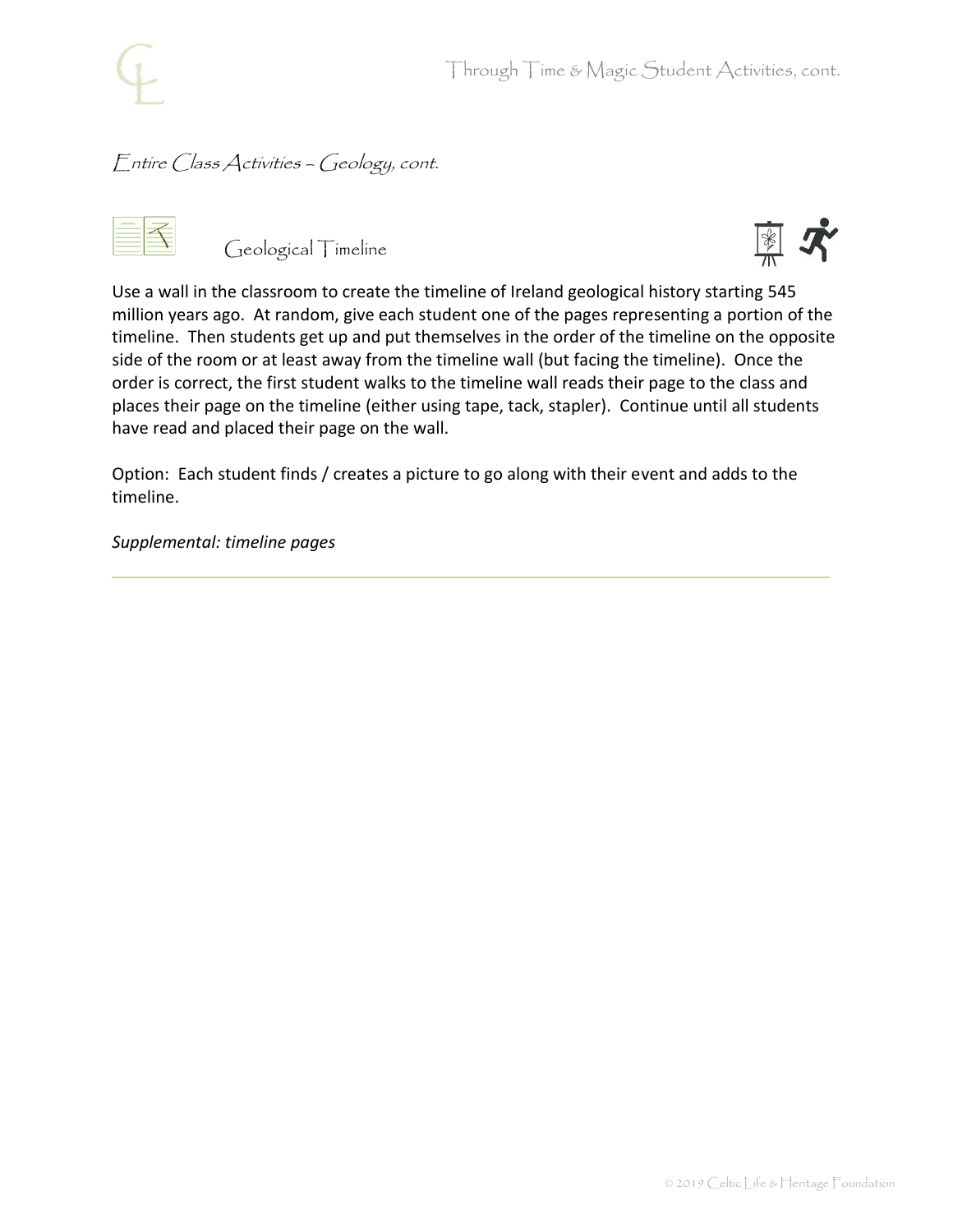*Entire Class Activities – Geology, cont.*

### Geological Timeline

Use a wall in the classroom to create the timeline of Ireland geological history starting 545 million years ago. At random, give each student one of the pages representing a portion of the timeline. Then students get up and put themselves in the order of the timeline on the opposite side of the room or at least away from the timeline wall (but facing the timeline). Once the order is correct, the first student walks to the timeline wall reads their page to the class and places their page on the timeline (either using tape, tack, stapler). Continue until all students have read and placed their page on the wall.

Option: Each student finds / creates a picture to go along with their event and adds to the timeline.

*Supplemental: timeline pages*